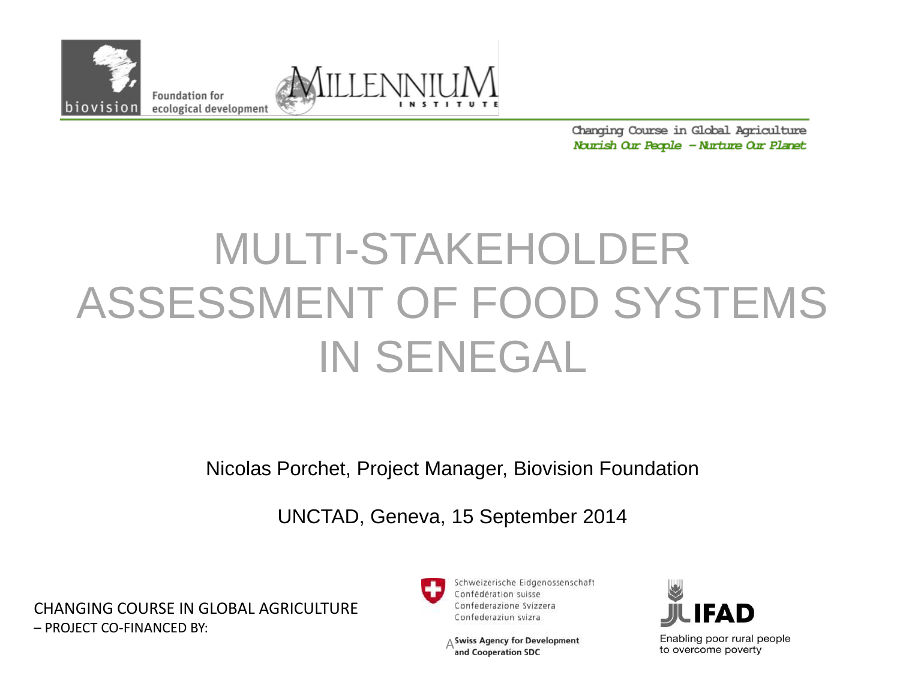biovision

Foundation for ecological development

MILLENNIUM INSTITUTE

Changing Course in Global Agriculture
*Nourish Our People – Nurture Our Planet*

# MULTI-STAKEHOLDER ASSESSMENT OF FOOD SYSTEMS IN SENEGAL

Nicolas Porchet, Project Manager, Biovision Foundation

UNCTAD, Geneva, 15 September 2014

CHANGING COURSE IN GLOBAL AGRICULTURE
– PROJECT CO-FINANCED BY:

Schweizerische Eidgenossenschaft
Confédération suisse
Confederazione Svizzera
Confederaziun svizra

Swiss Agency for Development and Cooperation SDC

IFAD

Enabling poor rural people to overcome poverty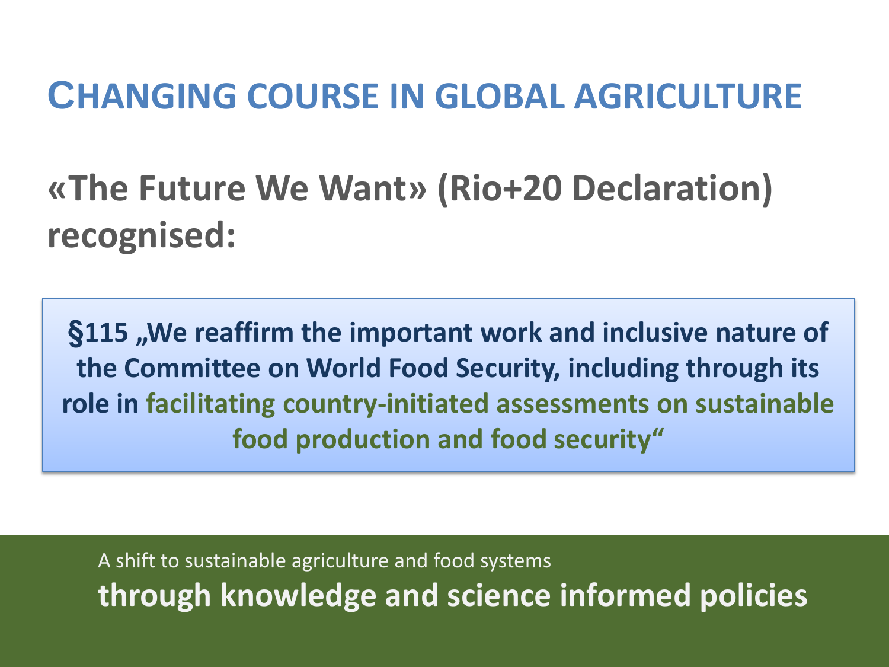# CHANGING COURSE IN GLOBAL AGRICULTURE

## «The Future We Want» (Rio+20 Declaration) recognised:

**§115 „We reaffirm the important work and inclusive nature of the Committee on World Food Security, including through its role in facilitating country-initiated assessments on sustainable food production and food security“**

A shift to sustainable agriculture and food systems

**through knowledge and science informed policies**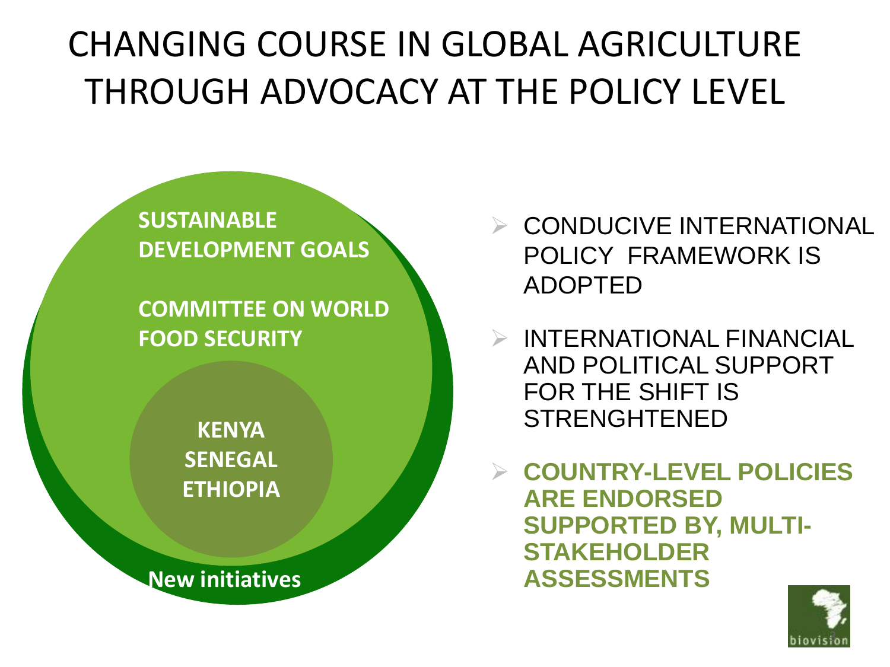# CHANGING COURSE IN GLOBAL AGRICULTURE THROUGH ADVOCACY AT THE POLICY LEVEL

**SUSTAINABLE DEVELOPMENT GOALS**

**COMMITTEE ON WORLD FOOD SECURITY**

**KENYA**
**SENEGAL**
**ETHIOPIA**

**New initiatives**

- CONDUCIVE INTERNATIONAL POLICY FRAMEWORK IS ADOPTED
- INTERNATIONAL FINANCIAL AND POLITICAL SUPPORT FOR THE SHIFT IS STRENGHTENED
- **COUNTRY-LEVEL POLICIES ARE ENDORSED SUPPORTED BY, MULTI-STAKEHOLDER ASSESSMENTS**

biovision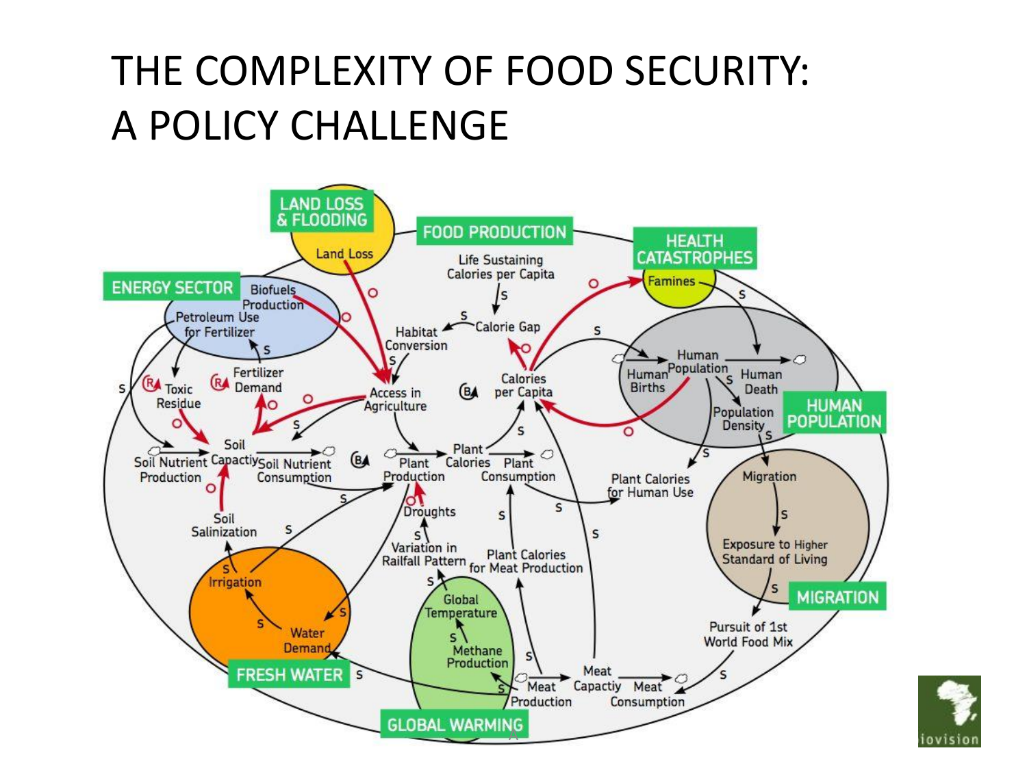# THE COMPLEXITY OF FOOD SECURITY: A POLICY CHALLENGE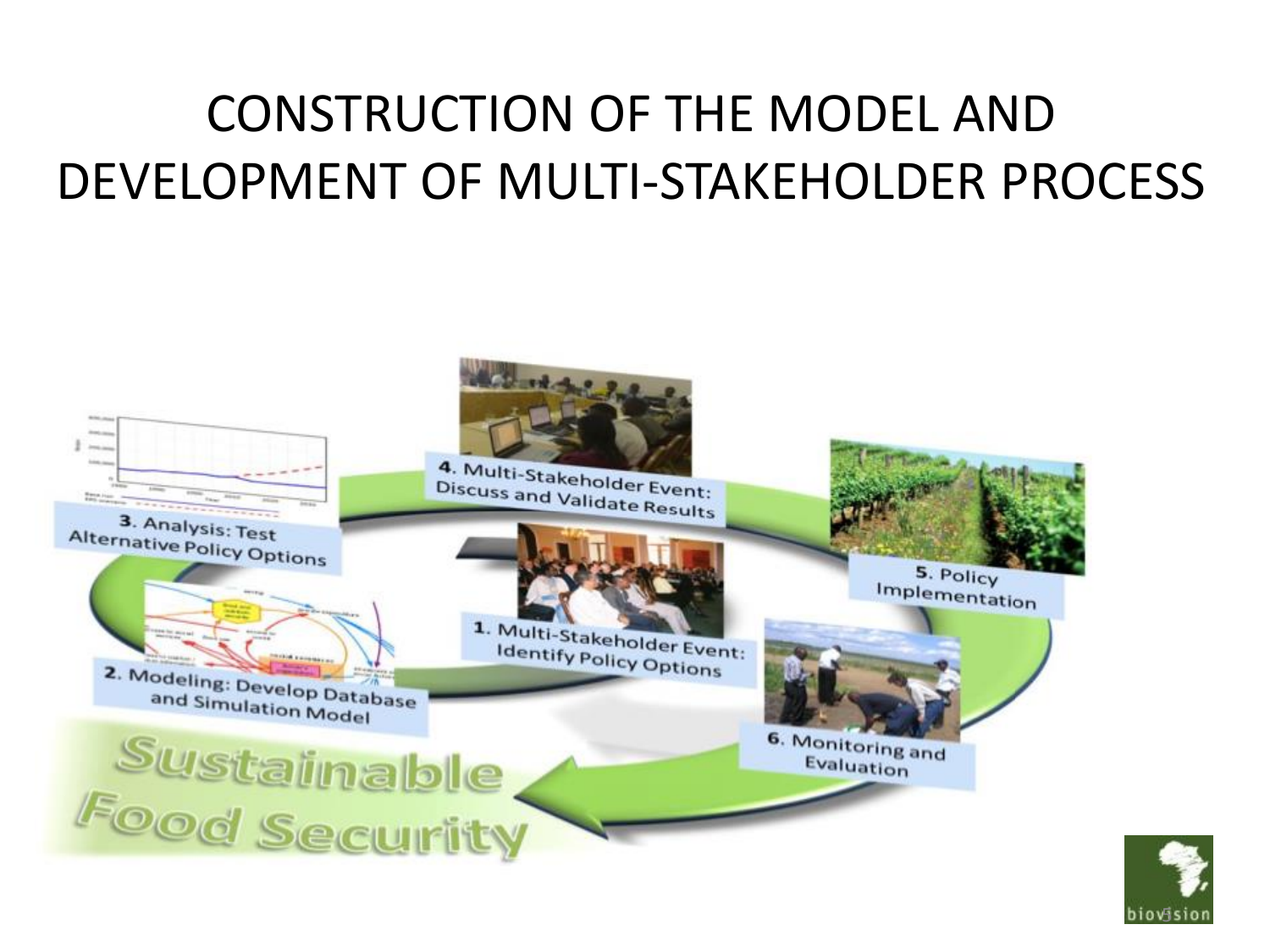# CONSTRUCTION OF THE MODEL AND DEVELOPMENT OF MULTI-STAKEHOLDER PROCESS

1. Multi-Stakeholder Event: Identify Policy Options
2. Modeling: Develop Database and Simulation Model
3. Analysis: Test Alternative Policy Options
4. Multi-Stakeholder Event: Discuss and Validate Results
5. Policy Implementation
6. Monitoring and Evaluation

Sustainable Food Security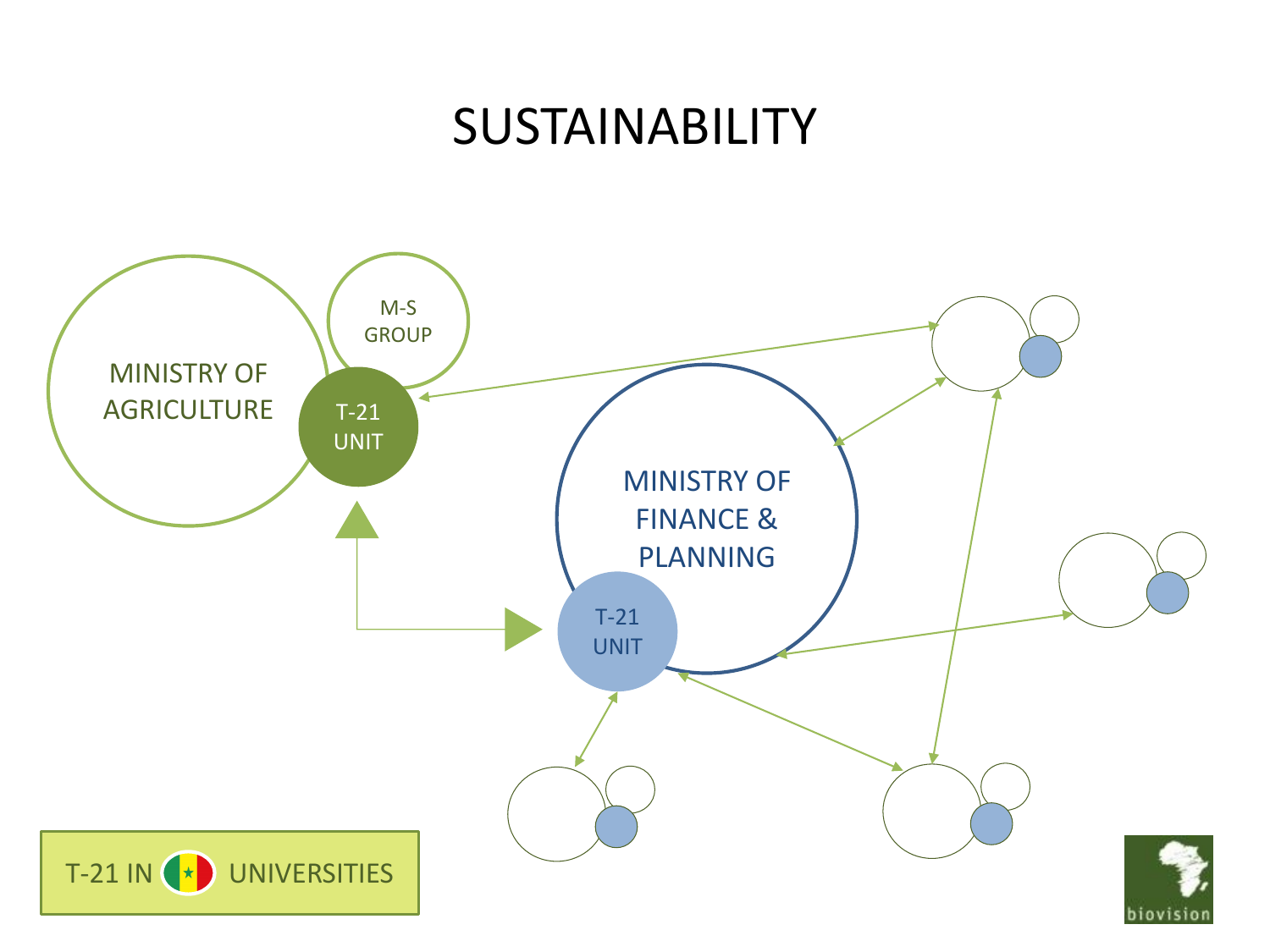# SUSTAINABILITY

MINISTRY OF AGRICULTURE

M-S GROUP

T-21 UNIT

MINISTRY OF FINANCE & PLANNING

T-21 UNIT

T-21 IN UNIVERSITIES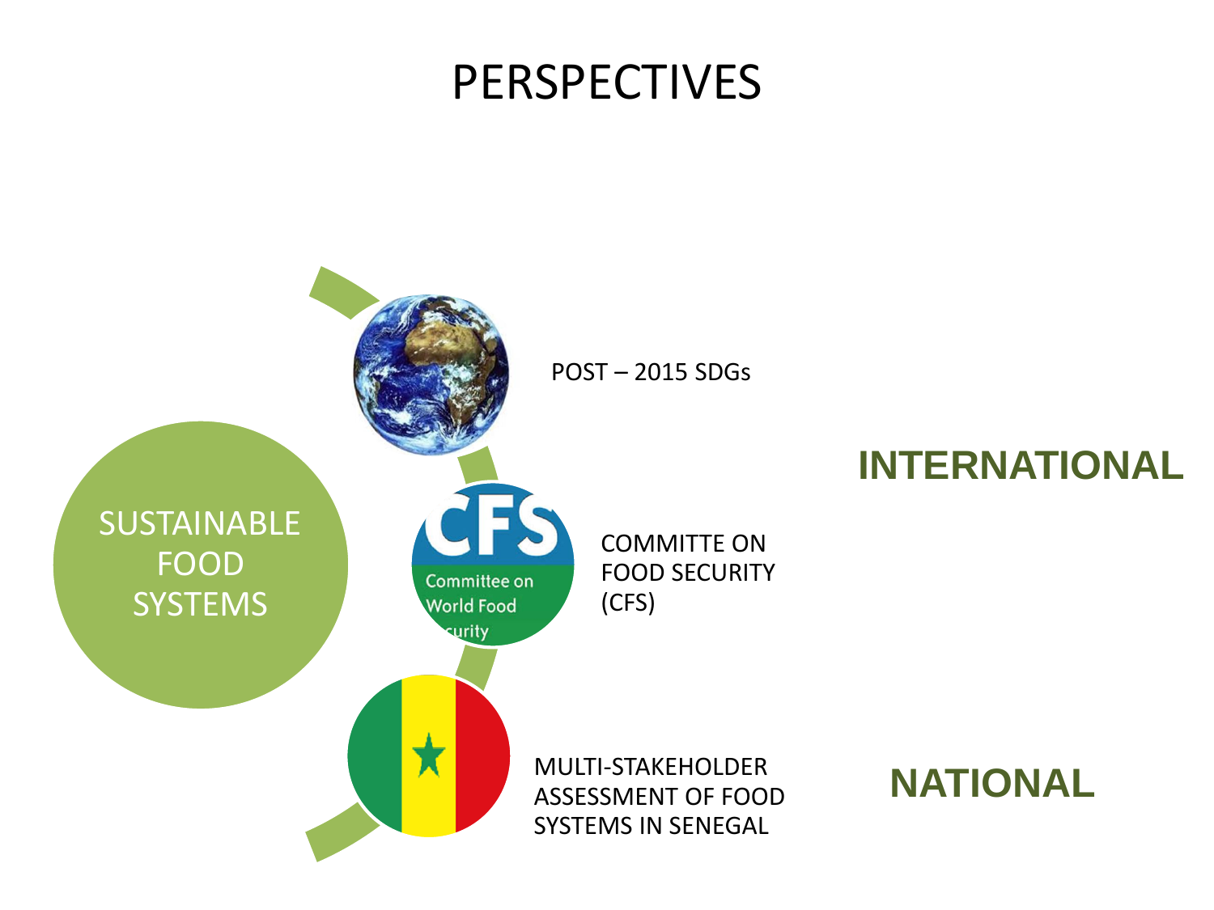# PERSPECTIVES

SUSTAINABLE FOOD SYSTEMS

POST – 2015 SDGs

COMMITTE ON FOOD SECURITY (CFS)

**INTERNATIONAL**

MULTI-STAKEHOLDER ASSESSMENT OF FOOD SYSTEMS IN SENEGAL

**NATIONAL**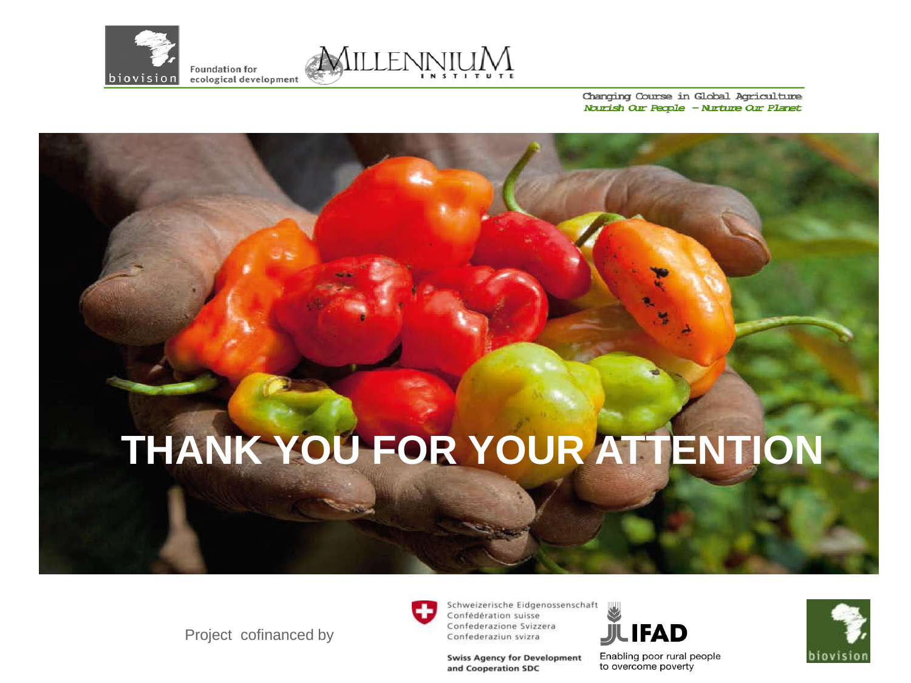biovision

Foundation for ecological development

MILLENNIUM INSTITUTE

Changing Course in Global Agriculture
*Nourish Our People – Nurture Our Planet*

# THANK YOU FOR YOUR ATTENTION

Project cofinanced by

Schweizerische Eidgenossenschaft
Confédération suisse
Confederazione Svizzera
Confederaziun svizra

**Swiss Agency for Development and Cooperation SDC**

IFAD
Enabling poor rural people to overcome poverty

biovision